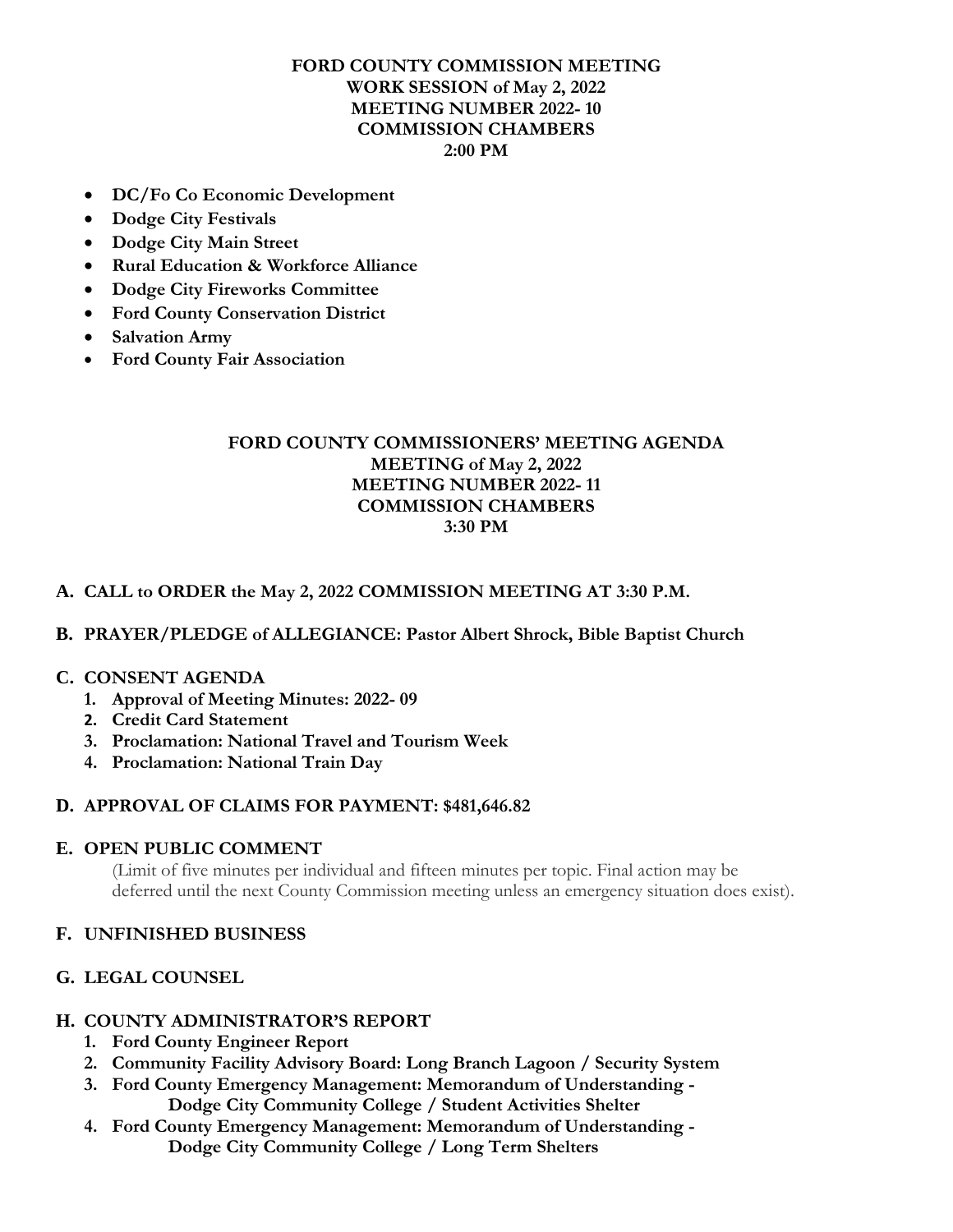**FORD COUNTY COMMISSION MEETING**
**WORK SESSION of May 2, 2022**
**MEETING NUMBER 2022- 10**
**COMMISSION CHAMBERS**
**2:00 PM**

- **DC/Fo Co Economic Development**
- **Dodge City Festivals**
- **Dodge City Main Street**
- **Rural Education & Workforce Alliance**
- **Dodge City Fireworks Committee**
- **Ford County Conservation District**
- **Salvation Army**
- **Ford County Fair Association**

**FORD COUNTY COMMISSIONERS' MEETING AGENDA**
**MEETING of May 2, 2022**
**MEETING NUMBER 2022- 11**
**COMMISSION CHAMBERS**
**3:30 PM**

**A. CALL to ORDER the May 2, 2022 COMMISSION MEETING AT 3:30 P.M.**

**B. PRAYER/PLEDGE of ALLEGIANCE: Pastor Albert Shrock, Bible Baptist Church**

**C. CONSENT AGENDA**
1. **Approval of Meeting Minutes: 2022- 09**
2. **Credit Card Statement**
3. **Proclamation: National Travel and Tourism Week**
4. **Proclamation: National Train Day**

**D. APPROVAL OF CLAIMS FOR PAYMENT: $481,646.82**

**E. OPEN PUBLIC COMMENT**

(Limit of five minutes per individual and fifteen minutes per topic. Final action may be deferred until the next County Commission meeting unless an emergency situation does exist).

**F. UNFINISHED BUSINESS**

**G. LEGAL COUNSEL**

**H. COUNTY ADMINISTRATOR'S REPORT**
1. **Ford County Engineer Report**
2. **Community Facility Advisory Board: Long Branch Lagoon / Security System**
3. **Ford County Emergency Management: Memorandum of Understanding - Dodge City Community College / Student Activities Shelter**
4. **Ford County Emergency Management: Memorandum of Understanding - Dodge City Community College / Long Term Shelters**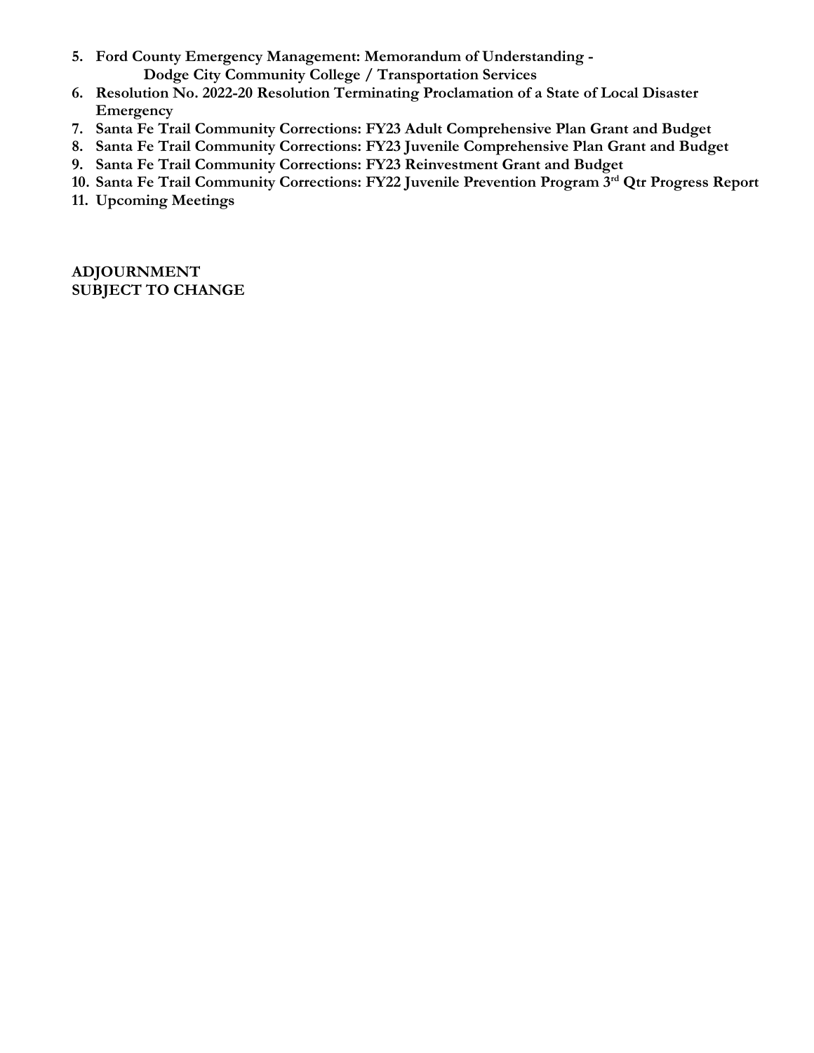5. **Ford County Emergency Management: Memorandum of Understanding - Dodge City Community College / Transportation Services**
6. **Resolution No. 2022-20 Resolution Terminating Proclamation of a State of Local Disaster Emergency**
7. **Santa Fe Trail Community Corrections: FY23 Adult Comprehensive Plan Grant and Budget**
8. **Santa Fe Trail Community Corrections: FY23 Juvenile Comprehensive Plan Grant and Budget**
9. **Santa Fe Trail Community Corrections: FY23 Reinvestment Grant and Budget**
10. **Santa Fe Trail Community Corrections: FY22 Juvenile Prevention Program 3rd Qtr Progress Report**
11. **Upcoming Meetings**

**ADJOURNMENT**
**SUBJECT TO CHANGE**